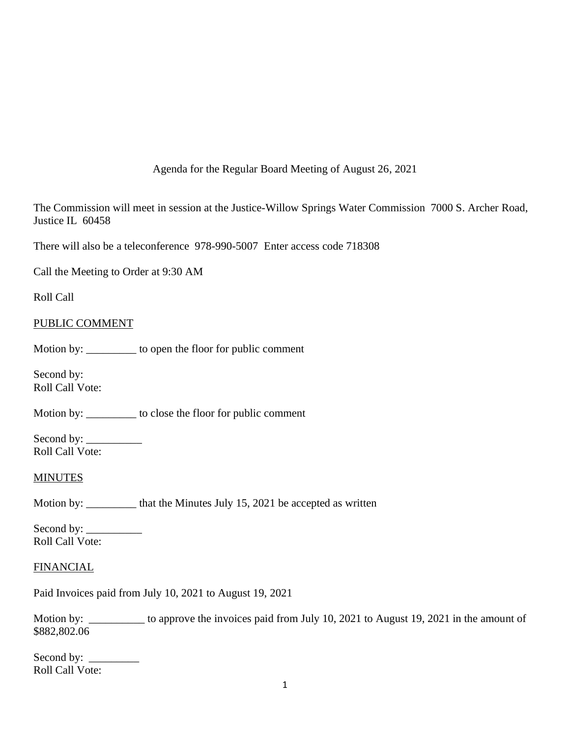Agenda for the Regular Board Meeting of August 26, 2021

The Commission will meet in session at the Justice-Willow Springs Water Commission 7000 S. Archer Road, Justice IL 60458

There will also be a teleconference 978-990-5007 Enter access code 718308

Call the Meeting to Order at 9:30 AM

Roll Call

PUBLIC COMMENT

Motion by: _________ to open the floor for public comment

Second by:
Roll Call Vote:

Motion by: _________ to close the floor for public comment

Second by: __________
Roll Call Vote:

MINUTES

Motion by: _________ that the Minutes July 15, 2021 be accepted as written

Second by: __________
Roll Call Vote:

FINANCIAL

Paid Invoices paid from July 10, 2021 to August 19, 2021

Motion by: __________ to approve the invoices paid from July 10, 2021 to August 19, 2021 in the amount of $882,802.06

Second by: _________
Roll Call Vote: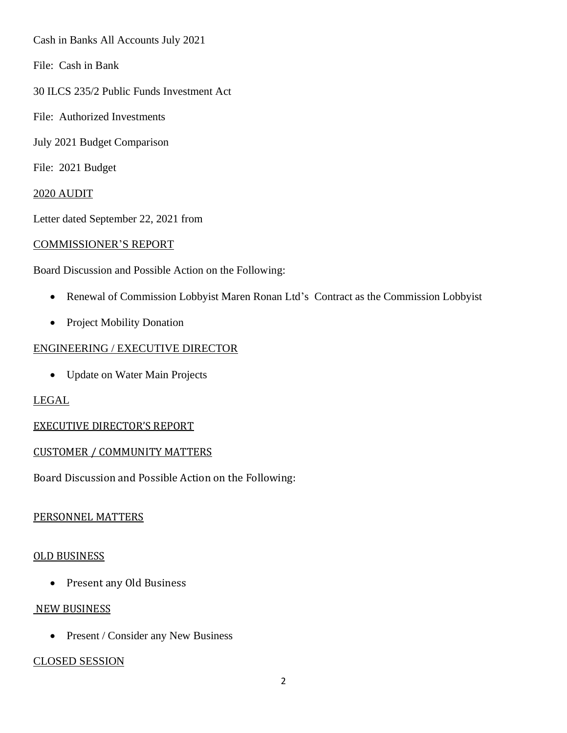Cash in Banks All Accounts July 2021

File: Cash in Bank

30 ILCS 235/2 Public Funds Investment Act

File: Authorized Investments

July 2021 Budget Comparison

File: 2021 Budget

## 2020 AUDIT

Letter dated September 22, 2021 from

## COMMISSIONER'S REPORT

Board Discussion and Possible Action on the Following:

- Renewal of Commission Lobbyist Maren Ronan Ltd's Contract as the Commission Lobbyist
- Project Mobility Donation

## ENGINEERING / EXECUTIVE DIRECTOR

- Update on Water Main Projects

## LEGAL

## EXECUTIVE DIRECTOR'S REPORT

## CUSTOMER / COMMUNITY MATTERS

Board Discussion and Possible Action on the Following:

## PERSONNEL MATTERS

## OLD BUSINESS

- Present any Old Business

## NEW BUSINESS

- Present / Consider any New Business

## CLOSED SESSION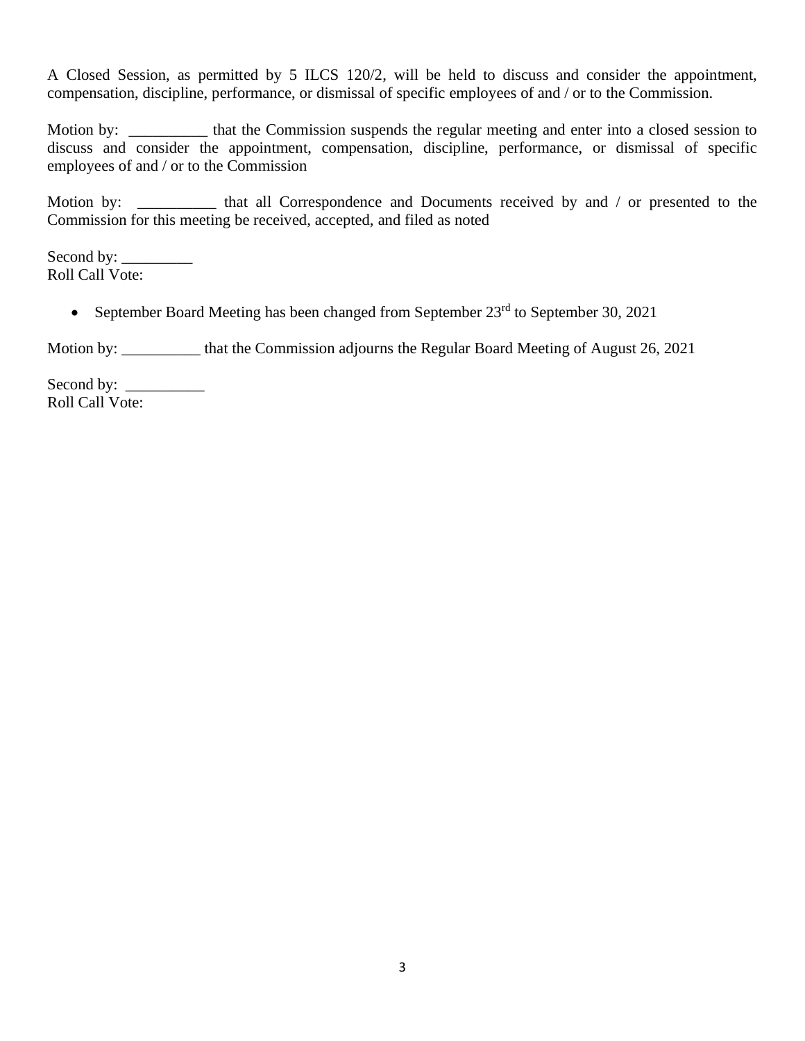A Closed Session, as permitted by 5 ILCS 120/2, will be held to discuss and consider the appointment, compensation, discipline, performance, or dismissal of specific employees of and / or to the Commission.

Motion by: __________ that the Commission suspends the regular meeting and enter into a closed session to discuss and consider the appointment, compensation, discipline, performance, or dismissal of specific employees of and / or to the Commission

Motion by: __________ that all Correspondence and Documents received by and / or presented to the Commission for this meeting be received, accepted, and filed as noted

Second by: _________
Roll Call Vote:

- September Board Meeting has been changed from September 23rd to September 30, 2021

Motion by: __________ that the Commission adjourns the Regular Board Meeting of August 26, 2021

Second by: __________
Roll Call Vote: